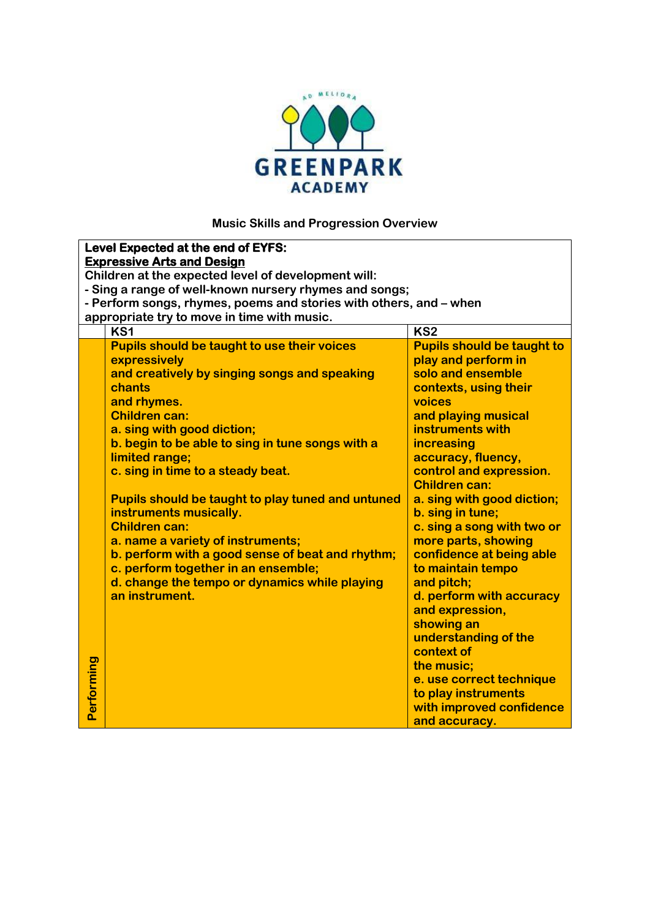GREENPARK ACADEMY

AD MELIORA

## Music Skills and Progression Overview

| | | |
|---|---|---|
| **Level Expected at the end of EYFS:**<br>**Expressive Arts and Design**<br>Children at the expected level of development will:<br>- Sing a range of well-known nursery rhymes and songs;<br>- Perform songs, rhymes, poems and stories with others, and – when appropriate try to move in time with music. | | |
| | **KS1** | **KS2** |
| **Performing** | **Pupils should be taught to use their voices expressively and creatively by singing songs and speaking chants and rhymes.**<br>**Children can:**<br>**a. sing with good diction;**<br>**b. begin to be able to sing in tune songs with a limited range;**<br>**c. sing in time to a steady beat.**<br><br>**Pupils should be taught to play tuned and untuned instruments musically.**<br>**Children can:**<br>**a. name a variety of instruments;**<br>**b. perform with a good sense of beat and rhythm;**<br>**c. perform together in an ensemble;**<br>**d. change the tempo or dynamics while playing an instrument.** | **Pupils should be taught to play and perform in solo and ensemble contexts, using their voices and playing musical instruments with increasing accuracy, fluency, control and expression.**<br>**Children can:**<br>**a. sing with good diction;**<br>**b. sing in tune;**<br>**c. sing a song with two or more parts, showing confidence at being able to maintain tempo and pitch;**<br>**d. perform with accuracy and expression, showing an understanding of the context of the music;**<br>**e. use correct technique to play instruments with improved confidence and accuracy.** |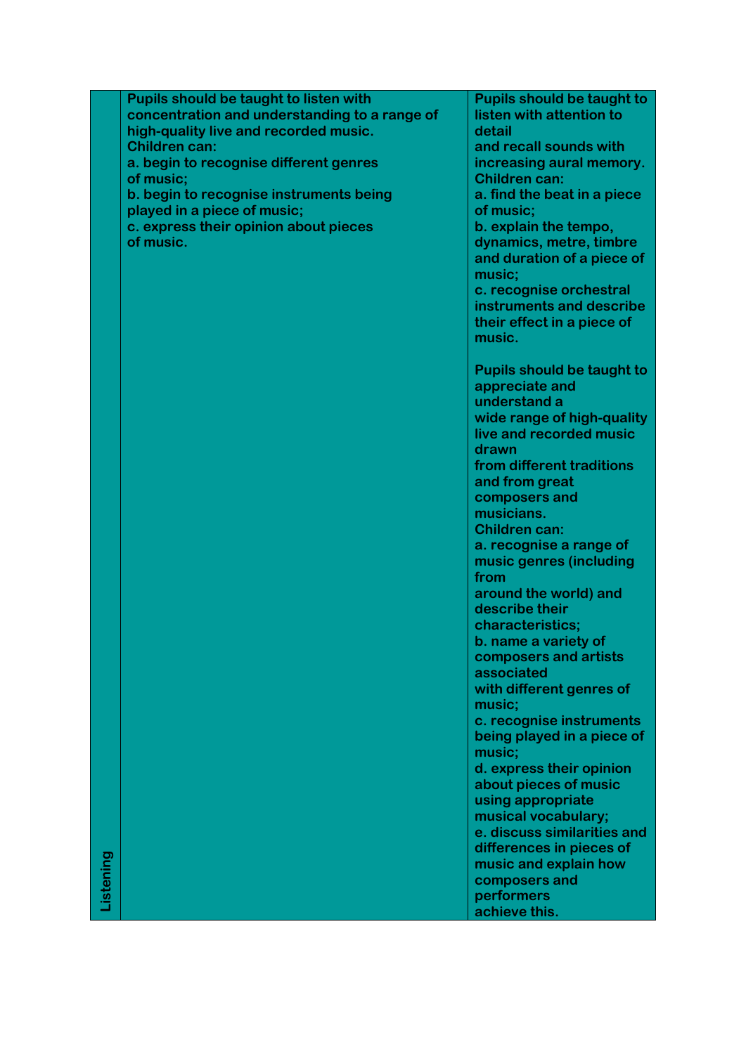| | | |
|---|---|---|
| Listening | **Pupils should be taught to listen with concentration and understanding to a range of high-quality live and recorded music.**<br>**Children can:**<br>**a. begin to recognise different genres of music;**<br>**b. begin to recognise instruments being played in a piece of music;**<br>**c. express their opinion about pieces of music.** | **Pupils should be taught to listen with attention to detail and recall sounds with increasing aural memory.**<br>**Children can:**<br>**a. find the beat in a piece of music;**<br>**b. explain the tempo, dynamics, metre, timbre and duration of a piece of music;**<br>**c. recognise orchestral instruments and describe their effect in a piece of music.**<br><br>**Pupils should be taught to appreciate and understand a wide range of high-quality live and recorded music drawn from different traditions and from great composers and musicians.**<br>**Children can:**<br>**a. recognise a range of music genres (including from around the world) and describe their characteristics;**<br>**b. name a variety of composers and artists associated with different genres of music;**<br>**c. recognise instruments being played in a piece of music;**<br>**d. express their opinion about pieces of music using appropriate musical vocabulary;**<br>**e. discuss similarities and differences in pieces of music and explain how composers and performers achieve this.** |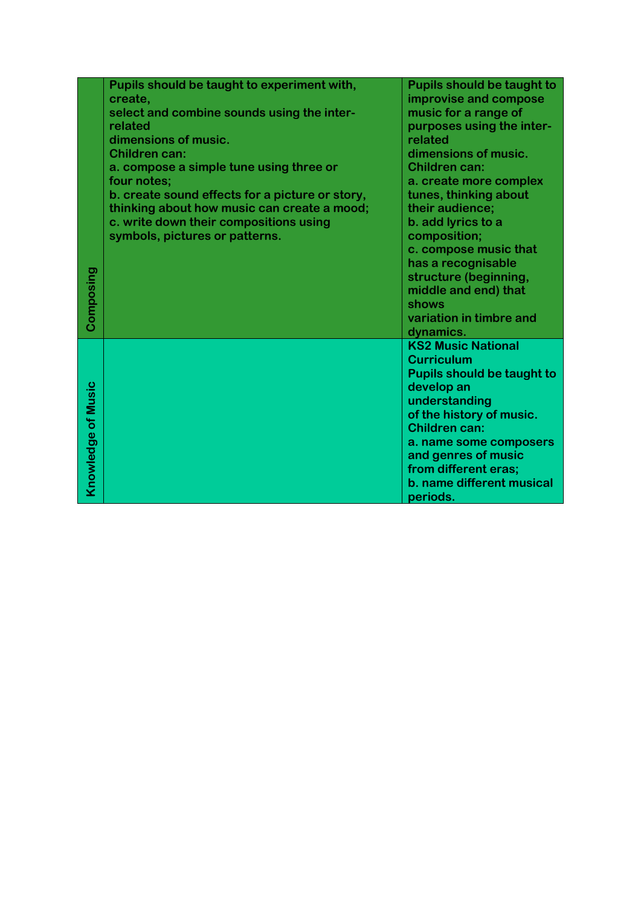| | | |
|---|---|---|
| Composing | **Pupils should be taught to experiment with, create, select and combine sounds using the inter-related dimensions of music.**<br>**Children can:**<br>**a. compose a simple tune using three or four notes;**<br>**b. create sound effects for a picture or story, thinking about how music can create a mood;**<br>**c. write down their compositions using symbols, pictures or patterns.** | **Pupils should be taught to improvise and compose music for a range of purposes using the inter-related dimensions of music.**<br>**Children can:**<br>**a. create more complex tunes, thinking about their audience;**<br>**b. add lyrics to a composition;**<br>**c. compose music that has a recognisable structure (beginning, middle and end) that shows variation in timbre and dynamics.** |
| Knowledge of Music | | **KS2 Music National Curriculum**<br>**Pupils should be taught to develop an understanding of the history of music.**<br>**Children can:**<br>**a. name some composers and genres of music from different eras;**<br>**b. name different musical periods.** |